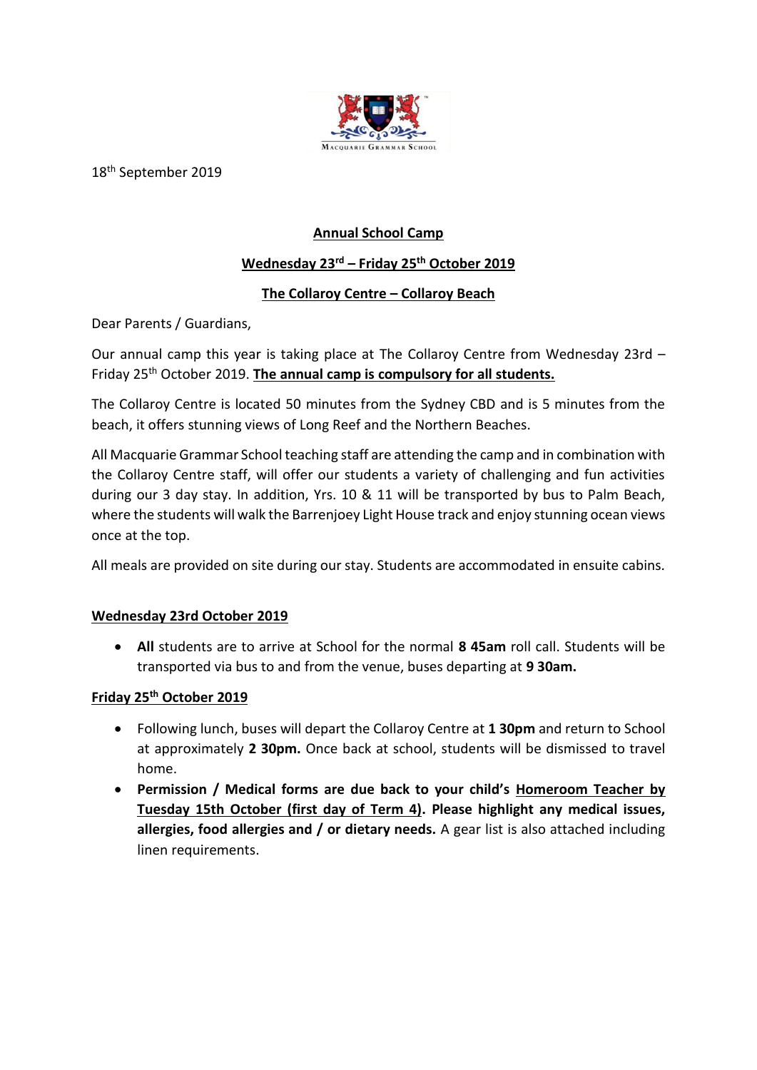18th September 2019

**Annual School Camp**

**Wednesday 23rd – Friday 25th October 2019**

**The Collaroy Centre – Collaroy Beach**

Dear Parents / Guardians,

Our annual camp this year is taking place at The Collaroy Centre from Wednesday 23rd – Friday 25th October 2019. **The annual camp is compulsory for all students.**

The Collaroy Centre is located 50 minutes from the Sydney CBD and is 5 minutes from the beach, it offers stunning views of Long Reef and the Northern Beaches.

All Macquarie Grammar School teaching staff are attending the camp and in combination with the Collaroy Centre staff, will offer our students a variety of challenging and fun activities during our 3 day stay. In addition, Yrs. 10 & 11 will be transported by bus to Palm Beach, where the students will walk the Barrenjoey Light House track and enjoy stunning ocean views once at the top.

All meals are provided on site during our stay. Students are accommodated in ensuite cabins.

**Wednesday 23rd October 2019**

- **All** students are to arrive at School for the normal **8 45am** roll call. Students will be transported via bus to and from the venue, buses departing at **9 30am.**

**Friday 25th October 2019**

- Following lunch, buses will depart the Collaroy Centre at **1 30pm** and return to School at approximately **2 30pm.** Once back at school, students will be dismissed to travel home.
- **Permission / Medical forms are due back to your child's Homeroom Teacher by Tuesday 15th October (first day of Term 4). Please highlight any medical issues, allergies, food allergies and / or dietary needs.** A gear list is also attached including linen requirements.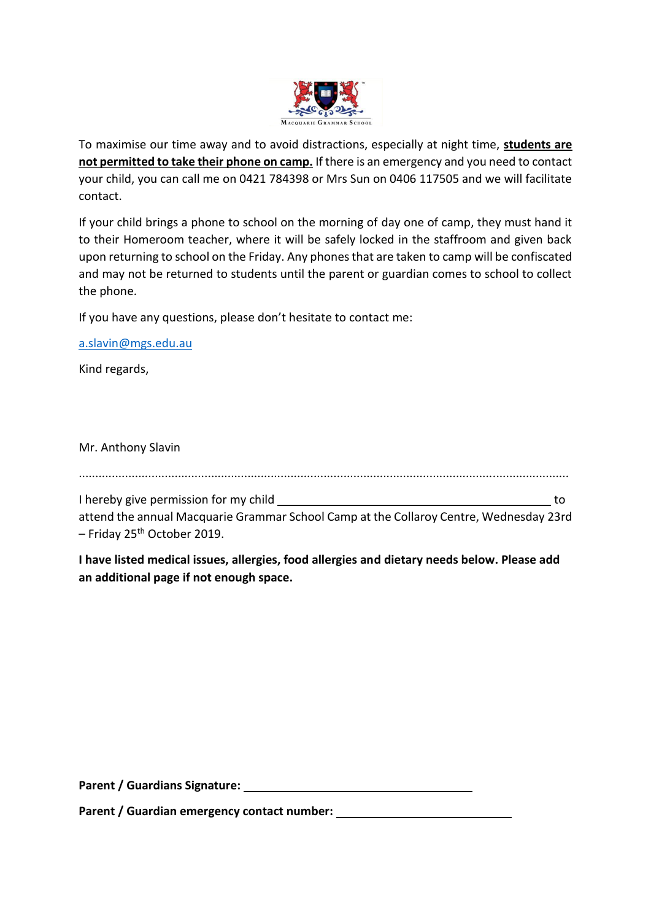To maximise our time away and to avoid distractions, especially at night time, **students are not permitted to take their phone on camp.** If there is an emergency and you need to contact your child, you can call me on 0421 784398 or Mrs Sun on 0406 117505 and we will facilitate contact.

If your child brings a phone to school on the morning of day one of camp, they must hand it to their Homeroom teacher, where it will be safely locked in the staffroom and given back upon returning to school on the Friday. Any phones that are taken to camp will be confiscated and may not be returned to students until the parent or guardian comes to school to collect the phone.

If you have any questions, please don't hesitate to contact me:

a.slavin@mgs.edu.au

Kind regards,

Mr. Anthony Slavin

.................................................................................................................................................

I hereby give permission for my child ______________________________________ to attend the annual Macquarie Grammar School Camp at the Collaroy Centre, Wednesday 23rd – Friday 25th October 2019.

**I have listed medical issues, allergies, food allergies and dietary needs below. Please add an additional page if not enough space.**

**Parent / Guardians Signature:** ______________________________

**Parent / Guardian emergency contact number:** ______________________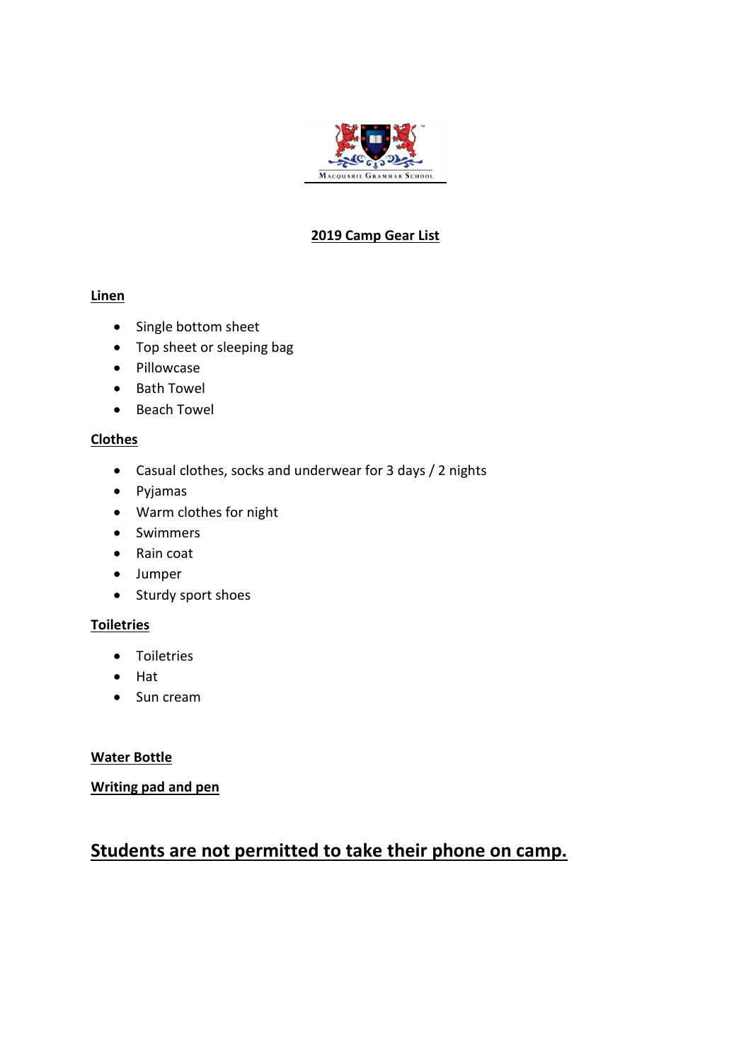Macquarie Grammar School

## 2019 Camp Gear List

### Linen

- Single bottom sheet
- Top sheet or sleeping bag
- Pillowcase
- Bath Towel
- Beach Towel

### Clothes

- Casual clothes, socks and underwear for 3 days / 2 nights
- Pyjamas
- Warm clothes for night
- Swimmers
- Rain coat
- Jumper
- Sturdy sport shoes

### Toiletries

- Toiletries
- Hat
- Sun cream

### Water Bottle

### Writing pad and pen

## Students are not permitted to take their phone on camp.